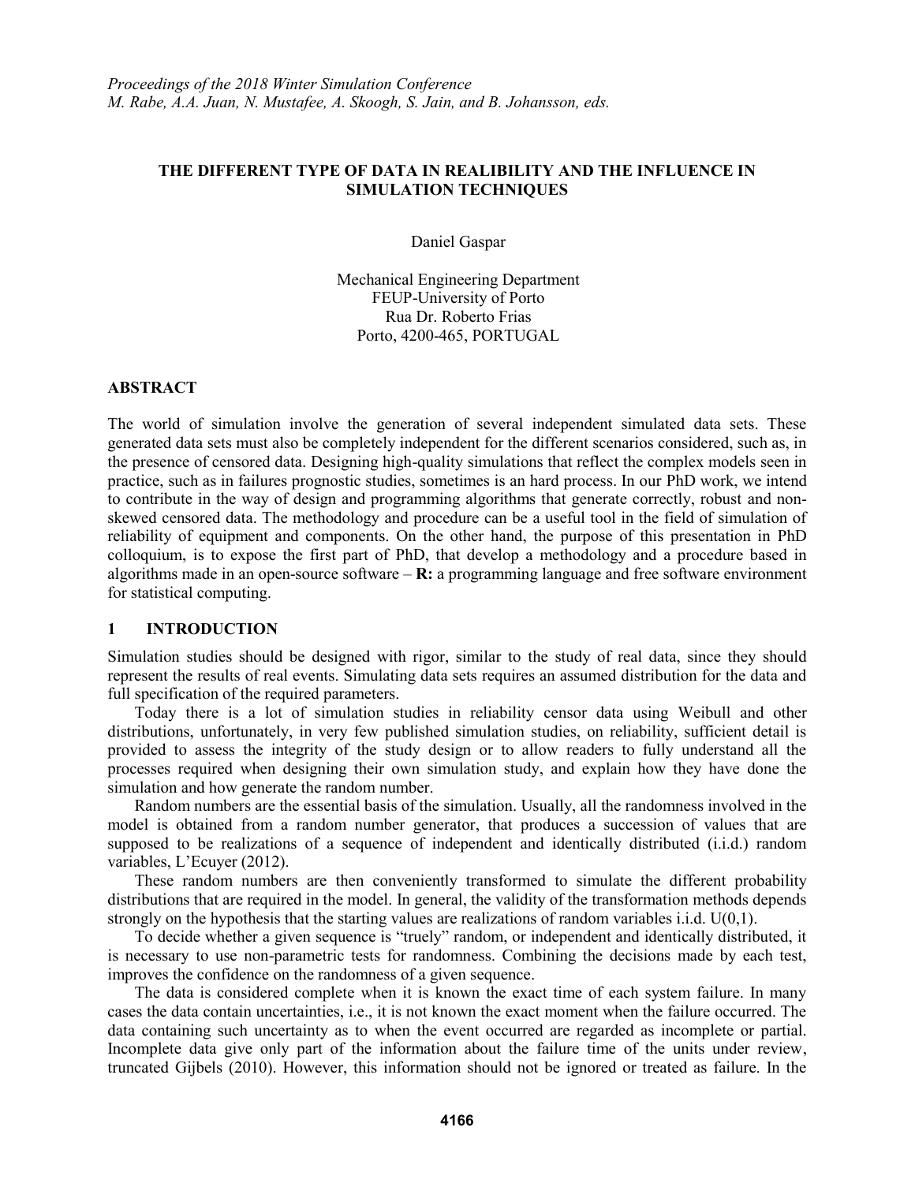*Proceedings of the 2018 Winter Simulation Conference*
*M. Rabe, A.A. Juan, N. Mustafee, A. Skoogh, S. Jain, and B. Johansson, eds.*

# THE DIFFERENT TYPE OF DATA IN REALIBILITY AND THE INFLUENCE IN SIMULATION TECHNIQUES

Daniel Gaspar

Mechanical Engineering Department
FEUP-University of Porto
Rua Dr. Roberto Frias
Porto, 4200-465, PORTUGAL

## ABSTRACT

The world of simulation involve the generation of several independent simulated data sets. These generated data sets must also be completely independent for the different scenarios considered, such as, in the presence of censored data. Designing high-quality simulations that reflect the complex models seen in practice, such as in failures prognostic studies, sometimes is an hard process. In our PhD work, we intend to contribute in the way of design and programming algorithms that generate correctly, robust and non-skewed censored data. The methodology and procedure can be a useful tool in the field of simulation of reliability of equipment and components. On the other hand, the purpose of this presentation in PhD colloquium, is to expose the first part of PhD, that develop a methodology and a procedure based in algorithms made in an open-source software – **R:** a programming language and free software environment for statistical computing.

## 1 INTRODUCTION

Simulation studies should be designed with rigor, similar to the study of real data, since they should represent the results of real events. Simulating data sets requires an assumed distribution for the data and full specification of the required parameters.

Today there is a lot of simulation studies in reliability censor data using Weibull and other distributions, unfortunately, in very few published simulation studies, on reliability, sufficient detail is provided to assess the integrity of the study design or to allow readers to fully understand all the processes required when designing their own simulation study, and explain how they have done the simulation and how generate the random number.

Random numbers are the essential basis of the simulation. Usually, all the randomness involved in the model is obtained from a random number generator, that produces a succession of values that are supposed to be realizations of a sequence of independent and identically distributed (i.i.d.) random variables, L'Ecuyer (2012).

These random numbers are then conveniently transformed to simulate the different probability distributions that are required in the model. In general, the validity of the transformation methods depends strongly on the hypothesis that the starting values are realizations of random variables i.i.d. U(0,1).

To decide whether a given sequence is "truely" random, or independent and identically distributed, it is necessary to use non-parametric tests for randomness. Combining the decisions made by each test, improves the confidence on the randomness of a given sequence.

The data is considered complete when it is known the exact time of each system failure. In many cases the data contain uncertainties, i.e., it is not known the exact moment when the failure occurred. The data containing such uncertainty as to when the event occurred are regarded as incomplete or partial. Incomplete data give only part of the information about the failure time of the units under review, truncated Gijbels (2010). However, this information should not be ignored or treated as failure. In the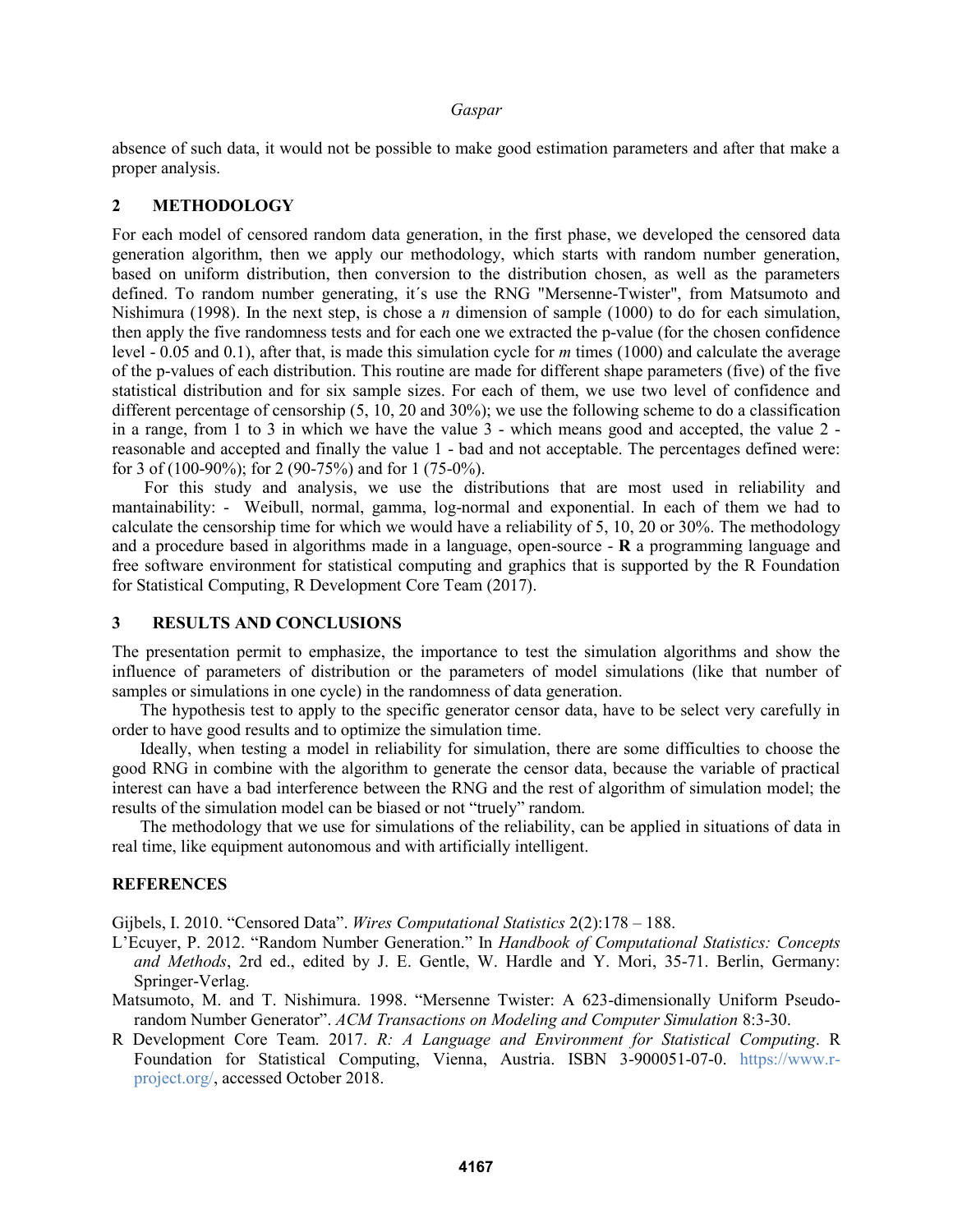absence of such data, it would not be possible to make good estimation parameters and after that make a proper analysis.

## 2 METHODOLOGY

For each model of censored random data generation, in the first phase, we developed the censored data generation algorithm, then we apply our methodology, which starts with random number generation, based on uniform distribution, then conversion to the distribution chosen, as well as the parameters defined. To random number generating, it´s use the RNG "Mersenne-Twister", from Matsumoto and Nishimura (1998). In the next step, is chose a *n* dimension of sample (1000) to do for each simulation, then apply the five randomness tests and for each one we extracted the p-value (for the chosen confidence level - 0.05 and 0.1), after that, is made this simulation cycle for *m* times (1000) and calculate the average of the p-values of each distribution. This routine are made for different shape parameters (five) of the five statistical distribution and for six sample sizes. For each of them, we use two level of confidence and different percentage of censorship (5, 10, 20 and 30%); we use the following scheme to do a classification in a range, from 1 to 3 in which we have the value 3 - which means good and accepted, the value 2 - reasonable and accepted and finally the value 1 - bad and not acceptable. The percentages defined were: for 3 of (100-90%); for 2 (90-75%) and for 1 (75-0%).

For this study and analysis, we use the distributions that are most used in reliability and mantainability: - Weibull, normal, gamma, log-normal and exponential. In each of them we had to calculate the censorship time for which we would have a reliability of 5, 10, 20 or 30%. The methodology and a procedure based in algorithms made in a language, open-source - **R** a programming language and free software environment for statistical computing and graphics that is supported by the R Foundation for Statistical Computing, R Development Core Team (2017).

## 3 RESULTS AND CONCLUSIONS

The presentation permit to emphasize, the importance to test the simulation algorithms and show the influence of parameters of distribution or the parameters of model simulations (like that number of samples or simulations in one cycle) in the randomness of data generation.

The hypothesis test to apply to the specific generator censor data, have to be select very carefully in order to have good results and to optimize the simulation time.

Ideally, when testing a model in reliability for simulation, there are some difficulties to choose the good RNG in combine with the algorithm to generate the censor data, because the variable of practical interest can have a bad interference between the RNG and the rest of algorithm of simulation model; the results of the simulation model can be biased or not "truely" random.

The methodology that we use for simulations of the reliability, can be applied in situations of data in real time, like equipment autonomous and with artificially intelligent.

## REFERENCES

Gijbels, I. 2010. "Censored Data". *Wires Computational Statistics* 2(2):178 – 188.

L'Ecuyer, P. 2012. "Random Number Generation." In *Handbook of Computational Statistics: Concepts and Methods*, 2rd ed., edited by J. E. Gentle, W. Hardle and Y. Mori, 35-71. Berlin, Germany: Springer-Verlag.

Matsumoto, M. and T. Nishimura. 1998. "Mersenne Twister: A 623-dimensionally Uniform Pseudo-random Number Generator". *ACM Transactions on Modeling and Computer Simulation* 8:3-30.

R Development Core Team. 2017. *R: A Language and Environment for Statistical Computing*. R Foundation for Statistical Computing, Vienna, Austria. ISBN 3-900051-07-0. https://www.r-project.org/, accessed October 2018.